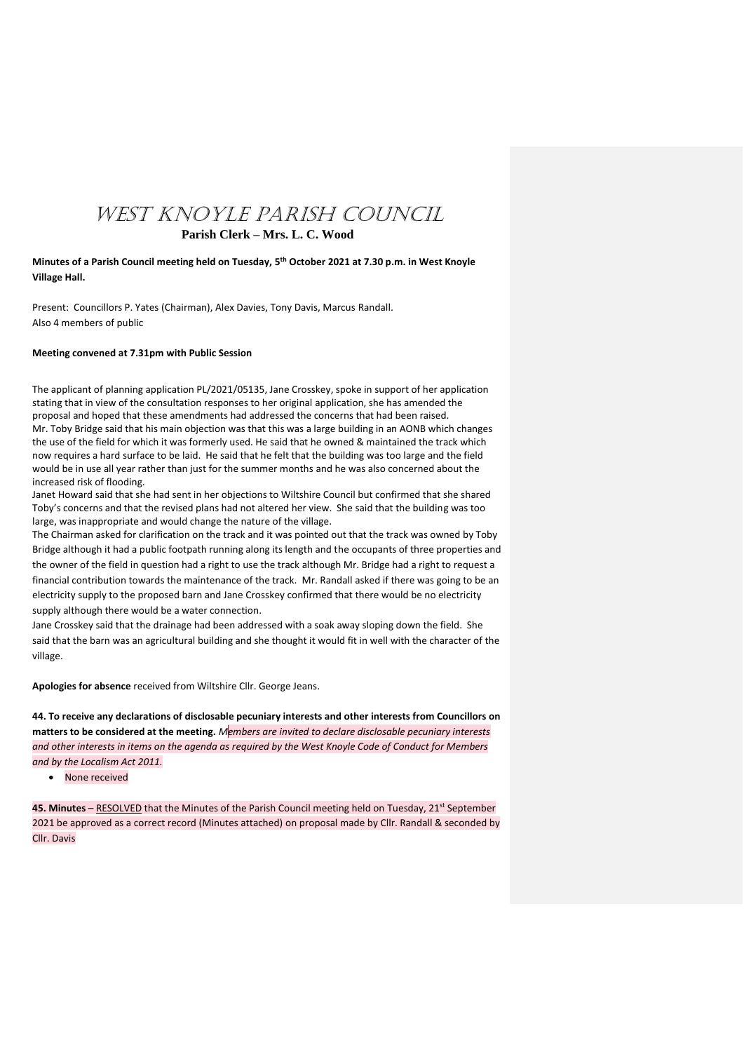# WEST KNOYLE PARISH COUNCIL

**Parish Clerk – Mrs. L. C. Wood**

**Minutes of a Parish Council meeting held on Tuesday, 5th October 2021 at 7.30 p.m. in West Knoyle Village Hall.**

Present: Councillors P. Yates (Chairman), Alex Davies, Tony Davis, Marcus Randall.
Also 4 members of public

**Meeting convened at 7.31pm with Public Session**

The applicant of planning application PL/2021/05135, Jane Crosskey, spoke in support of her application stating that in view of the consultation responses to her original application, she has amended the proposal and hoped that these amendments had addressed the concerns that had been raised.
Mr. Toby Bridge said that his main objection was that this was a large building in an AONB which changes the use of the field for which it was formerly used. He said that he owned & maintained the track which now requires a hard surface to be laid. He said that he felt that the building was too large and the field would be in use all year rather than just for the summer months and he was also concerned about the increased risk of flooding.
Janet Howard said that she had sent in her objections to Wiltshire Council but confirmed that she shared Toby's concerns and that the revised plans had not altered her view. She said that the building was too large, was inappropriate and would change the nature of the village.
The Chairman asked for clarification on the track and it was pointed out that the track was owned by Toby Bridge although it had a public footpath running along its length and the occupants of three properties and the owner of the field in question had a right to use the track although Mr. Bridge had a right to request a financial contribution towards the maintenance of the track. Mr. Randall asked if there was going to be an electricity supply to the proposed barn and Jane Crosskey confirmed that there would be no electricity supply although there would be a water connection.
Jane Crosskey said that the drainage had been addressed with a soak away sloping down the field. She said that the barn was an agricultural building and she thought it would fit in well with the character of the village.

**Apologies for absence** received from Wiltshire Cllr. George Jeans.

**44. To receive any declarations of disclosable pecuniary interests and other interests from Councillors on matters to be considered at the meeting.** *Members are invited to declare disclosable pecuniary interests and other interests in items on the agenda as required by the West Knoyle Code of Conduct for Members and by the Localism Act 2011.*

- None received

**45. Minutes** – RESOLVED that the Minutes of the Parish Council meeting held on Tuesday, 21st September 2021 be approved as a correct record (Minutes attached) on proposal made by Cllr. Randall & seconded by Cllr. Davis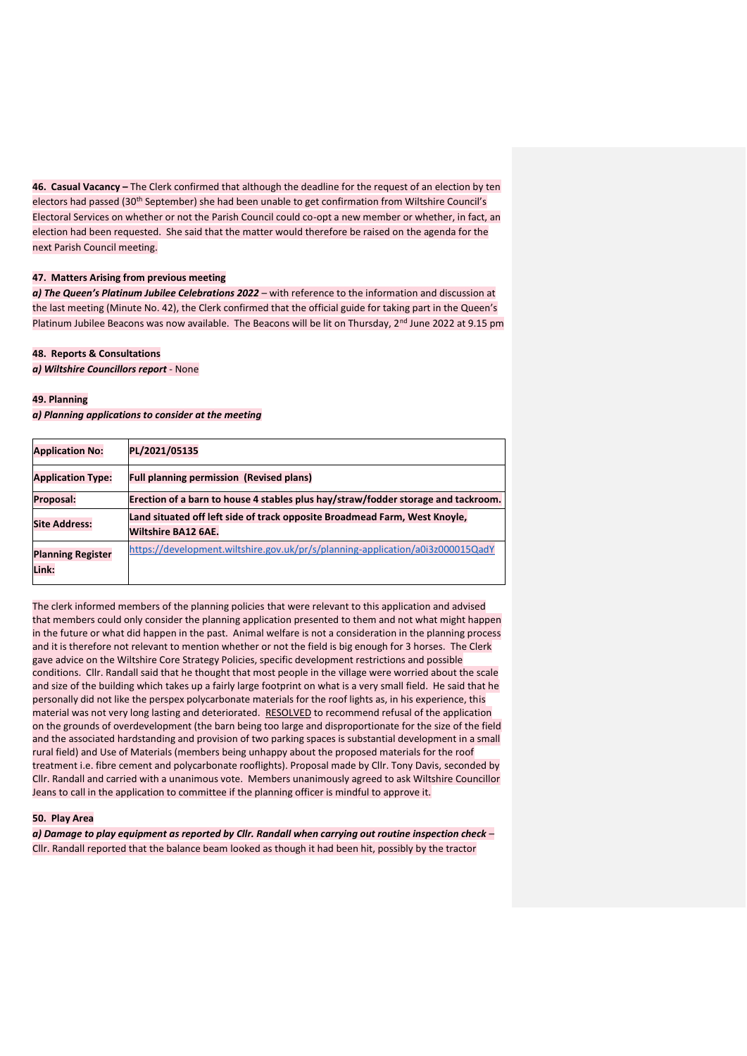**46. Casual Vacancy –** The Clerk confirmed that although the deadline for the request of an election by ten electors had passed (30th September) she had been unable to get confirmation from Wiltshire Council's Electoral Services on whether or not the Parish Council could co-opt a new member or whether, in fact, an election had been requested. She said that the matter would therefore be raised on the agenda for the next Parish Council meeting.

**47. Matters Arising from previous meeting**

***a) The Queen's Platinum Jubilee Celebrations 2022*** – with reference to the information and discussion at the last meeting (Minute No. 42), the Clerk confirmed that the official guide for taking part in the Queen's Platinum Jubilee Beacons was now available. The Beacons will be lit on Thursday, 2nd June 2022 at 9.15 pm

**48. Reports & Consultations**

***a) Wiltshire Councillors report*** - None

**49. Planning**

***a) Planning applications to consider at the meeting***

| | |
|---|---|
| **Application No:** | **PL/2021/05135** |
| **Application Type:** | **Full planning permission (Revised plans)** |
| **Proposal:** | **Erection of a barn to house 4 stables plus hay/straw/fodder storage and tackroom.** |
| **Site Address:** | **Land situated off left side of track opposite Broadmead Farm, West Knoyle, Wiltshire BA12 6AE.** |
| **Planning Register Link:** | https://development.wiltshire.gov.uk/pr/s/planning-application/a0i3z000015QadY |

The clerk informed members of the planning policies that were relevant to this application and advised that members could only consider the planning application presented to them and not what might happen in the future or what did happen in the past. Animal welfare is not a consideration in the planning process and it is therefore not relevant to mention whether or not the field is big enough for 3 horses. The Clerk gave advice on the Wiltshire Core Strategy Policies, specific development restrictions and possible conditions. Cllr. Randall said that he thought that most people in the village were worried about the scale and size of the building which takes up a fairly large footprint on what is a very small field. He said that he personally did not like the perspex polycarbonate materials for the roof lights as, in his experience, this material was not very long lasting and deteriorated. RESOLVED to recommend refusal of the application on the grounds of overdevelopment (the barn being too large and disproportionate for the size of the field and the associated hardstanding and provision of two parking spaces is substantial development in a small rural field) and Use of Materials (members being unhappy about the proposed materials for the roof treatment i.e. fibre cement and polycarbonate rooflights). Proposal made by Cllr. Tony Davis, seconded by Cllr. Randall and carried with a unanimous vote. Members unanimously agreed to ask Wiltshire Councillor Jeans to call in the application to committee if the planning officer is mindful to approve it.

**50. Play Area**

***a) Damage to play equipment as reported by Cllr. Randall when carrying out routine inspection check*** – Cllr. Randall reported that the balance beam looked as though it had been hit, possibly by the tractor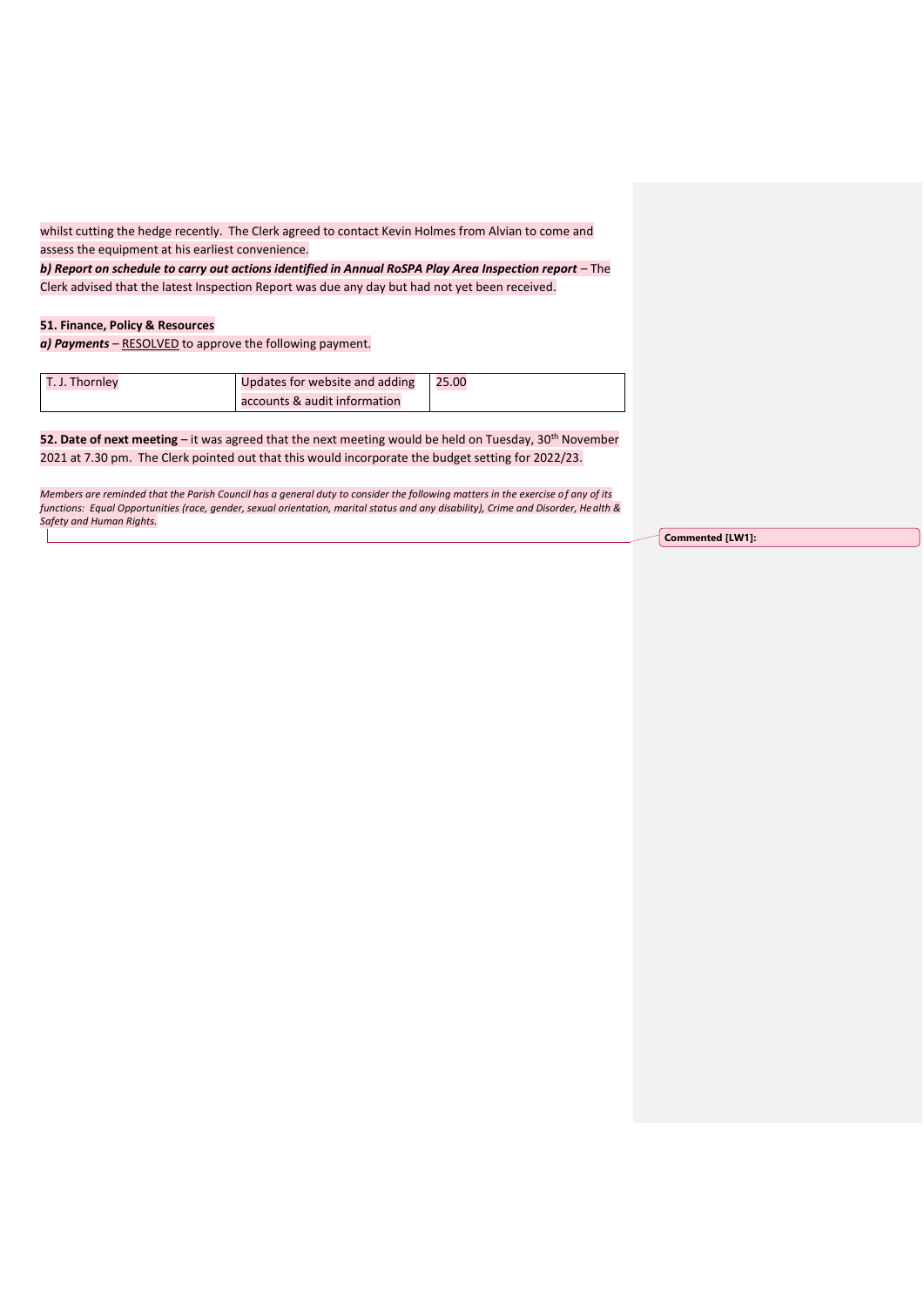whilst cutting the hedge recently. The Clerk agreed to contact Kevin Holmes from Alvian to come and assess the equipment at his earliest convenience.

***b) Report on schedule to carry out actions identified in Annual RoSPA Play Area Inspection report*** – The Clerk advised that the latest Inspection Report was due any day but had not yet been received.

**51. Finance, Policy & Resources**

***a) Payments*** – RESOLVED to approve the following payment.

| | | |
|---|---|---|
| T. J. Thornley | Updates for website and adding accounts & audit information | 25.00 |

**52. Date of next meeting** – it was agreed that the next meeting would be held on Tuesday, 30th November 2021 at 7.30 pm. The Clerk pointed out that this would incorporate the budget setting for 2022/23.

*Members are reminded that the Parish Council has a general duty to consider the following matters in the exercise of any of its functions: Equal Opportunities (race, gender, sexual orientation, marital status and any disability), Crime and Disorder, Health & Safety and Human Rights.*

**Commented [LW1]:**